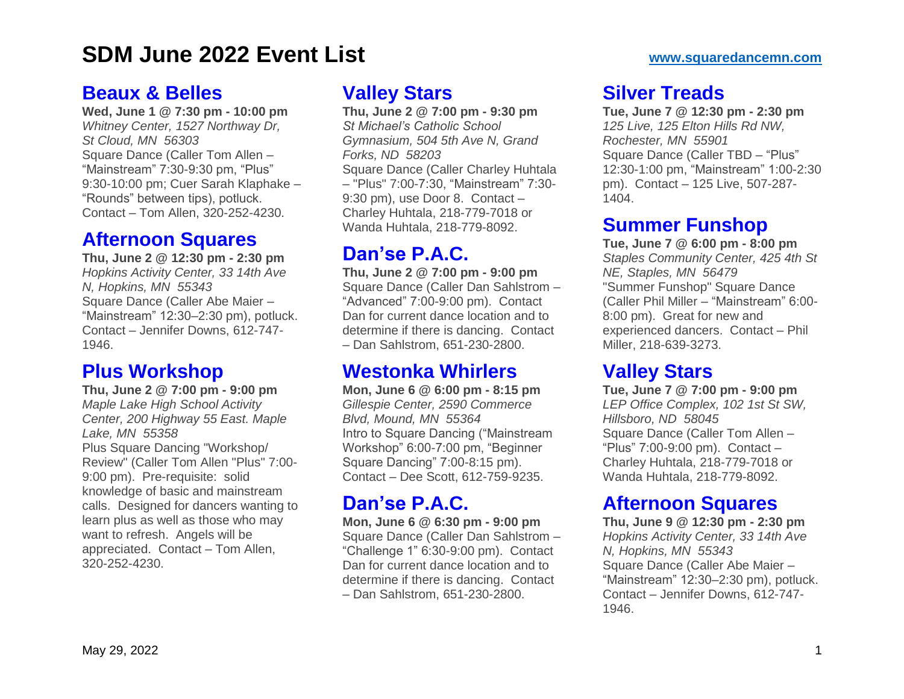# SDM June 2022 Event List

www.squaredancemn.com

## Beaux & Belles

**Wed, June 1 @ 7:30 pm - 10:00 pm**
*Whitney Center, 1527 Northway Dr, St Cloud, MN 56303*
Square Dance (Caller Tom Allen – "Mainstream" 7:30-9:30 pm, "Plus" 9:30-10:00 pm; Cuer Sarah Klaphake – "Rounds" between tips), potluck. Contact – Tom Allen, 320-252-4230.

## Afternoon Squares

**Thu, June 2 @ 12:30 pm - 2:30 pm**
*Hopkins Activity Center, 33 14th Ave N, Hopkins, MN 55343*
Square Dance (Caller Abe Maier – "Mainstream" 12:30–2:30 pm), potluck. Contact – Jennifer Downs, 612-747-1946.

## Plus Workshop

**Thu, June 2 @ 7:00 pm - 9:00 pm**
*Maple Lake High School Activity Center, 200 Highway 55 East. Maple Lake, MN 55358*
Plus Square Dancing "Workshop/ Review" (Caller Tom Allen "Plus" 7:00-9:00 pm). Pre-requisite: solid knowledge of basic and mainstream calls. Designed for dancers wanting to learn plus as well as those who may want to refresh. Angels will be appreciated. Contact – Tom Allen, 320-252-4230.

## Valley Stars

**Thu, June 2 @ 7:00 pm - 9:30 pm**
*St Michael's Catholic School Gymnasium, 504 5th Ave N, Grand Forks, ND 58203*
Square Dance (Caller Charley Huhtala – "Plus" 7:00-7:30, "Mainstream" 7:30-9:30 pm), use Door 8. Contact – Charley Huhtala, 218-779-7018 or Wanda Huhtala, 218-779-8092.

## Dan'se P.A.C.

**Thu, June 2 @ 7:00 pm - 9:00 pm**
Square Dance (Caller Dan Sahlstrom – "Advanced" 7:00-9:00 pm). Contact Dan for current dance location and to determine if there is dancing. Contact – Dan Sahlstrom, 651-230-2800.

## Westonka Whirlers

**Mon, June 6 @ 6:00 pm - 8:15 pm**
*Gillespie Center, 2590 Commerce Blvd, Mound, MN 55364*
Intro to Square Dancing ("Mainstream Workshop" 6:00-7:00 pm, "Beginner Square Dancing" 7:00-8:15 pm). Contact – Dee Scott, 612-759-9235.

## Dan'se P.A.C.

**Mon, June 6 @ 6:30 pm - 9:00 pm**
Square Dance (Caller Dan Sahlstrom – "Challenge 1" 6:30-9:00 pm). Contact Dan for current dance location and to determine if there is dancing. Contact – Dan Sahlstrom, 651-230-2800.

## Silver Treads

**Tue, June 7 @ 12:30 pm - 2:30 pm**
*125 Live, 125 Elton Hills Rd NW, Rochester, MN 55901*
Square Dance (Caller TBD – "Plus" 12:30-1:00 pm, "Mainstream" 1:00-2:30 pm). Contact – 125 Live, 507-287-1404.

## Summer Funshop

**Tue, June 7 @ 6:00 pm - 8:00 pm**
*Staples Community Center, 425 4th St NE, Staples, MN 56479*
"Summer Funshop" Square Dance (Caller Phil Miller – "Mainstream" 6:00-8:00 pm). Great for new and experienced dancers. Contact – Phil Miller, 218-639-3273.

## Valley Stars

**Tue, June 7 @ 7:00 pm - 9:00 pm**
*LEP Office Complex, 102 1st St SW, Hillsboro, ND 58045*
Square Dance (Caller Tom Allen – "Plus" 7:00-9:00 pm). Contact – Charley Huhtala, 218-779-7018 or Wanda Huhtala, 218-779-8092.

## Afternoon Squares

**Thu, June 9 @ 12:30 pm - 2:30 pm**
*Hopkins Activity Center, 33 14th Ave N, Hopkins, MN 55343*
Square Dance (Caller Abe Maier – "Mainstream" 12:30–2:30 pm), potluck. Contact – Jennifer Downs, 612-747-1946.

May 29, 2022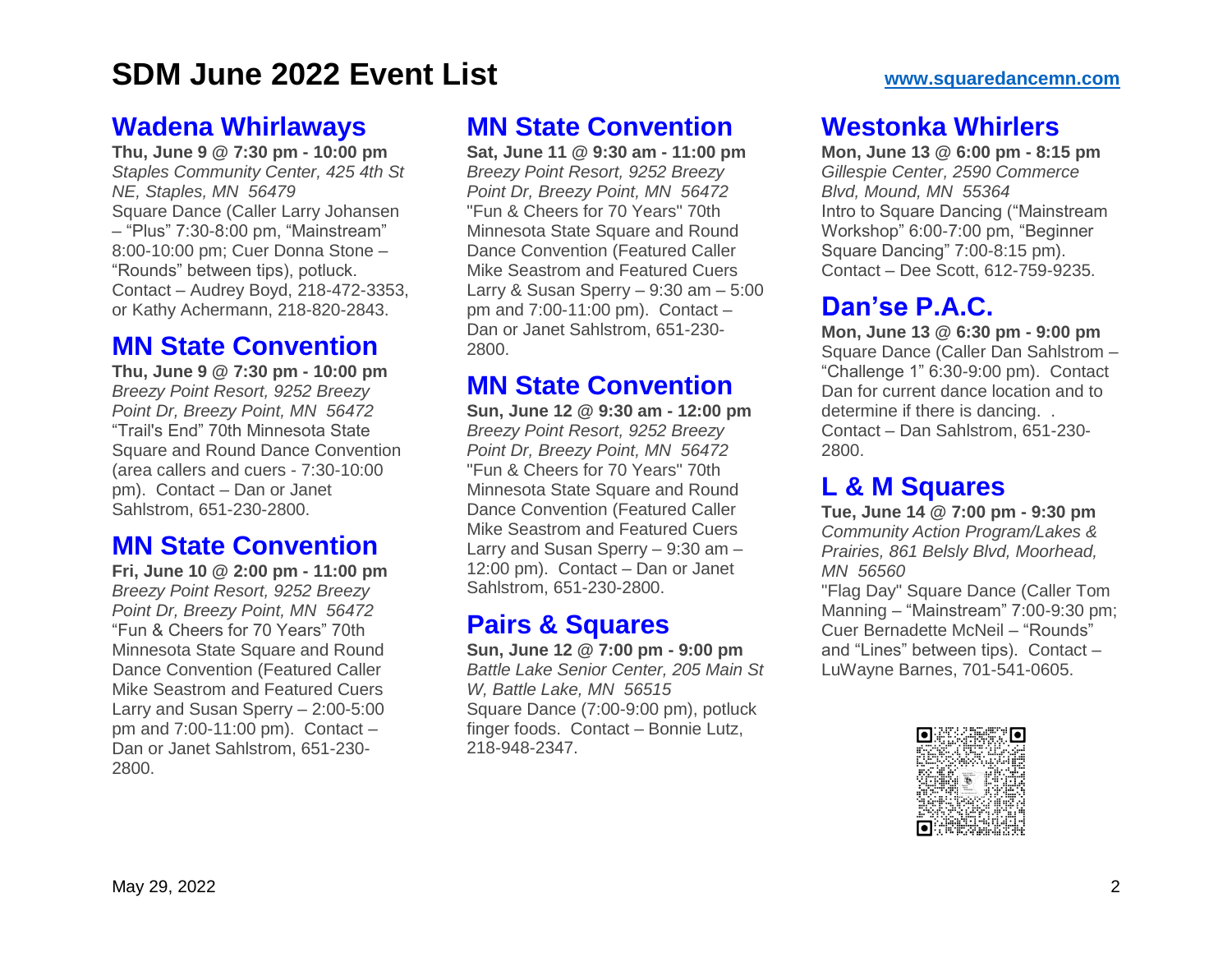# SDM June 2022 Event List

[www.squaredancemn.com](http://www.squaredancemn.com)

## Wadena Whirlaways

**Thu, June 9 @ 7:30 pm - 10:00 pm**
*Staples Community Center, 425 4th St NE, Staples, MN 56479*
Square Dance (Caller Larry Johansen – "Plus" 7:30-8:00 pm, "Mainstream" 8:00-10:00 pm; Cuer Donna Stone – "Rounds" between tips), potluck. Contact – Audrey Boyd, 218-472-3353, or Kathy Achermann, 218-820-2843.

## MN State Convention

**Thu, June 9 @ 7:30 pm - 10:00 pm**
*Breezy Point Resort, 9252 Breezy Point Dr, Breezy Point, MN 56472*
"Trail's End" 70th Minnesota State Square and Round Dance Convention (area callers and cuers - 7:30-10:00 pm). Contact – Dan or Janet Sahlstrom, 651-230-2800.

## MN State Convention

**Fri, June 10 @ 2:00 pm - 11:00 pm**
*Breezy Point Resort, 9252 Breezy Point Dr, Breezy Point, MN 56472*
"Fun & Cheers for 70 Years" 70th Minnesota State Square and Round Dance Convention (Featured Caller Mike Seastrom and Featured Cuers Larry and Susan Sperry – 2:00-5:00 pm and 7:00-11:00 pm). Contact – Dan or Janet Sahlstrom, 651-230-2800.

## MN State Convention

**Sat, June 11 @ 9:30 am - 11:00 pm**
*Breezy Point Resort, 9252 Breezy Point Dr, Breezy Point, MN 56472*
"Fun & Cheers for 70 Years" 70th Minnesota State Square and Round Dance Convention (Featured Caller Mike Seastrom and Featured Cuers Larry & Susan Sperry – 9:30 am – 5:00 pm and 7:00-11:00 pm). Contact – Dan or Janet Sahlstrom, 651-230-2800.

## MN State Convention

**Sun, June 12 @ 9:30 am - 12:00 pm**
*Breezy Point Resort, 9252 Breezy Point Dr, Breezy Point, MN 56472*
"Fun & Cheers for 70 Years" 70th Minnesota State Square and Round Dance Convention (Featured Caller Mike Seastrom and Featured Cuers Larry and Susan Sperry – 9:30 am – 12:00 pm). Contact – Dan or Janet Sahlstrom, 651-230-2800.

## Pairs & Squares

**Sun, June 12 @ 7:00 pm - 9:00 pm**
*Battle Lake Senior Center, 205 Main St W, Battle Lake, MN 56515*
Square Dance (7:00-9:00 pm), potluck finger foods. Contact – Bonnie Lutz, 218-948-2347.

## Westonka Whirlers

**Mon, June 13 @ 6:00 pm - 8:15 pm**
*Gillespie Center, 2590 Commerce Blvd, Mound, MN 55364*
Intro to Square Dancing ("Mainstream Workshop" 6:00-7:00 pm, "Beginner Square Dancing" 7:00-8:15 pm). Contact – Dee Scott, 612-759-9235.

## Dan'se P.A.C.

**Mon, June 13 @ 6:30 pm - 9:00 pm**
Square Dance (Caller Dan Sahlstrom – "Challenge 1" 6:30-9:00 pm). Contact Dan for current dance location and to determine if there is dancing. . Contact – Dan Sahlstrom, 651-230-2800.

## L & M Squares

**Tue, June 14 @ 7:00 pm - 9:30 pm**
*Community Action Program/Lakes & Prairies, 861 Belsly Blvd, Moorhead, MN 56560*
"Flag Day" Square Dance (Caller Tom Manning – "Mainstream" 7:00-9:30 pm; Cuer Bernadette McNeil – "Rounds" and "Lines" between tips). Contact – LuWayne Barnes, 701-541-0605.

May 29, 2022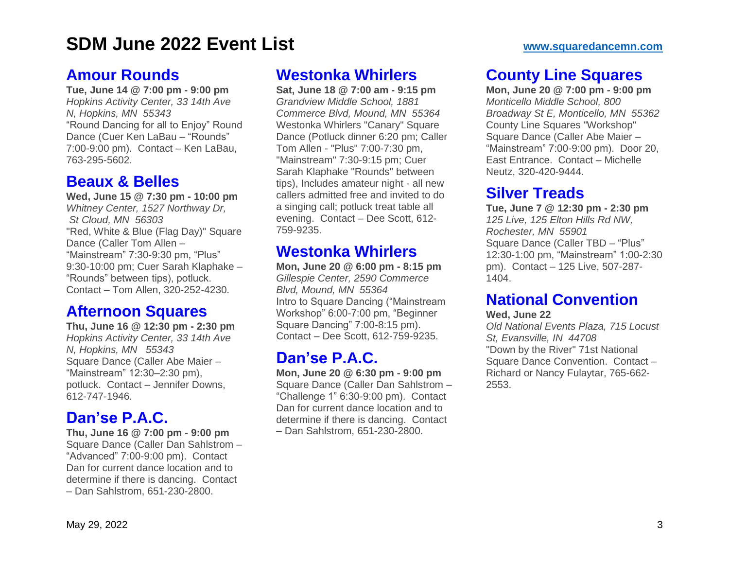# SDM June 2022 Event List

[www.squaredancemn.com](http://www.squaredancemn.com)

## Amour Rounds

**Tue, June 14 @ 7:00 pm - 9:00 pm**
*Hopkins Activity Center, 33 14th Ave N, Hopkins, MN 55343*
"Round Dancing for all to Enjoy" Round Dance (Cuer Ken LaBau – "Rounds" 7:00-9:00 pm). Contact – Ken LaBau, 763-295-5602.

## Beaux & Belles

**Wed, June 15 @ 7:30 pm - 10:00 pm**
*Whitney Center, 1527 Northway Dr, St Cloud, MN 56303*
"Red, White & Blue (Flag Day)" Square Dance (Caller Tom Allen – "Mainstream" 7:30-9:30 pm, "Plus" 9:30-10:00 pm; Cuer Sarah Klaphake – "Rounds" between tips), potluck. Contact – Tom Allen, 320-252-4230.

## Afternoon Squares

**Thu, June 16 @ 12:30 pm - 2:30 pm**
*Hopkins Activity Center, 33 14th Ave N, Hopkins, MN 55343*
Square Dance (Caller Abe Maier – "Mainstream" 12:30–2:30 pm), potluck. Contact – Jennifer Downs, 612-747-1946.

## Dan'se P.A.C.

**Thu, June 16 @ 7:00 pm - 9:00 pm**
Square Dance (Caller Dan Sahlstrom – "Advanced" 7:00-9:00 pm). Contact Dan for current dance location and to determine if there is dancing. Contact – Dan Sahlstrom, 651-230-2800.

## Westonka Whirlers

**Sat, June 18 @ 7:00 am - 9:15 pm**
*Grandview Middle School, 1881 Commerce Blvd, Mound, MN 55364*
Westonka Whirlers "Canary" Square Dance (Potluck dinner 6:20 pm; Caller Tom Allen - "Plus" 7:00-7:30 pm, "Mainstream" 7:30-9:15 pm; Cuer Sarah Klaphake "Rounds" between tips), Includes amateur night - all new callers admitted free and invited to do a singing call; potluck treat table all evening. Contact – Dee Scott, 612-759-9235.

## Westonka Whirlers

**Mon, June 20 @ 6:00 pm - 8:15 pm**
*Gillespie Center, 2590 Commerce Blvd, Mound, MN 55364*
Intro to Square Dancing ("Mainstream Workshop" 6:00-7:00 pm, "Beginner Square Dancing" 7:00-8:15 pm). Contact – Dee Scott, 612-759-9235.

## Dan'se P.A.C.

**Mon, June 20 @ 6:30 pm - 9:00 pm**
Square Dance (Caller Dan Sahlstrom – "Challenge 1" 6:30-9:00 pm). Contact Dan for current dance location and to determine if there is dancing. Contact – Dan Sahlstrom, 651-230-2800.

## County Line Squares

**Mon, June 20 @ 7:00 pm - 9:00 pm**
*Monticello Middle School, 800 Broadway St E, Monticello, MN 55362*
County Line Squares "Workshop" Square Dance (Caller Abe Maier – "Mainstream" 7:00-9:00 pm). Door 20, East Entrance. Contact – Michelle Neutz, 320-420-9444.

## Silver Treads

**Tue, June 7 @ 12:30 pm - 2:30 pm**
*125 Live, 125 Elton Hills Rd NW, Rochester, MN 55901*
Square Dance (Caller TBD – "Plus" 12:30-1:00 pm, "Mainstream" 1:00-2:30 pm). Contact – 125 Live, 507-287-1404.

## National Convention

**Wed, June 22**
*Old National Events Plaza, 715 Locust St, Evansville, IN 44708*
"Down by the River" 71st National Square Dance Convention. Contact – Richard or Nancy Fulaytar, 765-662-2553.

May 29, 2022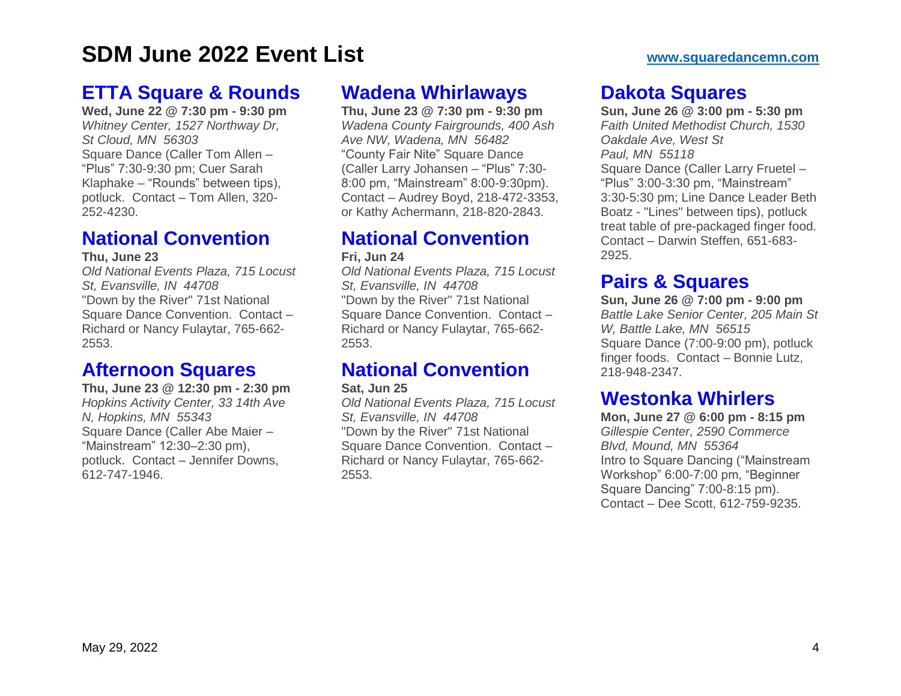# SDM June 2022 Event List

www.squaredancemn.com

## ETTA Square & Rounds

**Wed, June 22 @ 7:30 pm - 9:30 pm**
*Whitney Center, 1527 Northway Dr, St Cloud, MN 56303*
Square Dance (Caller Tom Allen – "Plus" 7:30-9:30 pm; Cuer Sarah Klaphake – "Rounds" between tips), potluck. Contact – Tom Allen, 320-252-4230.

## National Convention

**Thu, June 23**
*Old National Events Plaza, 715 Locust St, Evansville, IN 44708*
"Down by the River" 71st National Square Dance Convention. Contact – Richard or Nancy Fulaytar, 765-662-2553.

## Afternoon Squares

**Thu, June 23 @ 12:30 pm - 2:30 pm**
*Hopkins Activity Center, 33 14th Ave N, Hopkins, MN 55343*
Square Dance (Caller Abe Maier – "Mainstream" 12:30–2:30 pm), potluck. Contact – Jennifer Downs, 612-747-1946.

## Wadena Whirlaways

**Thu, June 23 @ 7:30 pm - 9:30 pm**
*Wadena County Fairgrounds, 400 Ash Ave NW, Wadena, MN 56482*
"County Fair Nite" Square Dance (Caller Larry Johansen – "Plus" 7:30-8:00 pm, "Mainstream" 8:00-9:30pm). Contact – Audrey Boyd, 218-472-3353, or Kathy Achermann, 218-820-2843.

## National Convention

**Fri, Jun 24**
*Old National Events Plaza, 715 Locust St, Evansville, IN 44708*
"Down by the River" 71st National Square Dance Convention. Contact – Richard or Nancy Fulaytar, 765-662-2553.

## National Convention

**Sat, Jun 25**
*Old National Events Plaza, 715 Locust St, Evansville, IN 44708*
"Down by the River" 71st National Square Dance Convention. Contact – Richard or Nancy Fulaytar, 765-662-2553.

## Dakota Squares

**Sun, June 26 @ 3:00 pm - 5:30 pm**
*Faith United Methodist Church, 1530 Oakdale Ave, West St Paul, MN 55118*
Square Dance (Caller Larry Fruetel – "Plus" 3:00-3:30 pm, "Mainstream" 3:30-5:30 pm; Line Dance Leader Beth Boatz - "Lines" between tips), potluck treat table of pre-packaged finger food. Contact – Darwin Steffen, 651-683-2925.

## Pairs & Squares

**Sun, June 26 @ 7:00 pm - 9:00 pm**
*Battle Lake Senior Center, 205 Main St W, Battle Lake, MN 56515*
Square Dance (7:00-9:00 pm), potluck finger foods. Contact – Bonnie Lutz, 218-948-2347.

## Westonka Whirlers

**Mon, June 27 @ 6:00 pm - 8:15 pm**
*Gillespie Center, 2590 Commerce Blvd, Mound, MN 55364*
Intro to Square Dancing ("Mainstream Workshop" 6:00-7:00 pm, "Beginner Square Dancing" 7:00-8:15 pm). Contact – Dee Scott, 612-759-9235.

May 29, 2022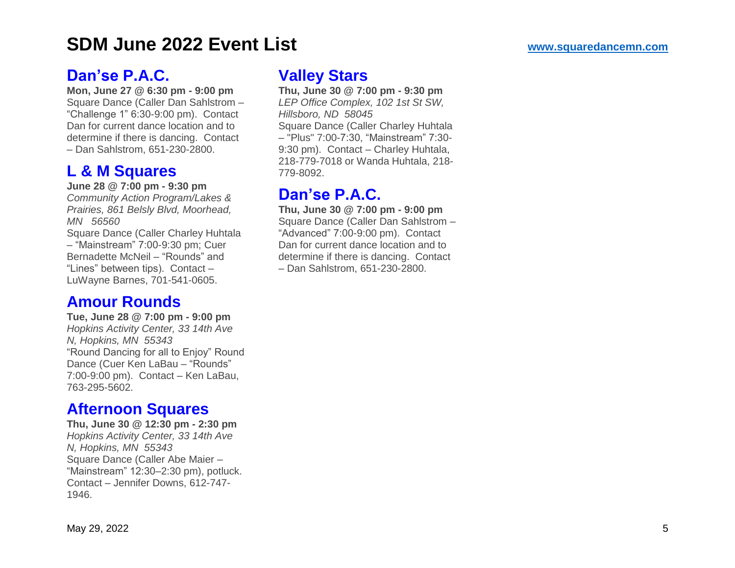# SDM June 2022 Event List

www.squaredancemn.com

## Dan'se P.A.C.

**Mon, June 27 @ 6:30 pm - 9:00 pm**
Square Dance (Caller Dan Sahlstrom – "Challenge 1" 6:30-9:00 pm). Contact Dan for current dance location and to determine if there is dancing. Contact – Dan Sahlstrom, 651-230-2800.

## L & M Squares

**June 28 @ 7:00 pm - 9:30 pm**
*Community Action Program/Lakes & Prairies, 861 Belsly Blvd, Moorhead, MN 56560*
Square Dance (Caller Charley Huhtala – "Mainstream" 7:00-9:30 pm; Cuer Bernadette McNeil – "Rounds" and "Lines" between tips). Contact – LuWayne Barnes, 701-541-0605.

## Amour Rounds

**Tue, June 28 @ 7:00 pm - 9:00 pm**
*Hopkins Activity Center, 33 14th Ave N, Hopkins, MN 55343*
"Round Dancing for all to Enjoy" Round Dance (Cuer Ken LaBau – "Rounds" 7:00-9:00 pm). Contact – Ken LaBau, 763-295-5602.

## Afternoon Squares

**Thu, June 30 @ 12:30 pm - 2:30 pm**
*Hopkins Activity Center, 33 14th Ave N, Hopkins, MN 55343*
Square Dance (Caller Abe Maier – "Mainstream" 12:30–2:30 pm), potluck. Contact – Jennifer Downs, 612-747-1946.

## Valley Stars

**Thu, June 30 @ 7:00 pm - 9:30 pm**
*LEP Office Complex, 102 1st St SW, Hillsboro, ND 58045*
Square Dance (Caller Charley Huhtala – "Plus" 7:00-7:30, "Mainstream" 7:30-9:30 pm). Contact – Charley Huhtala, 218-779-7018 or Wanda Huhtala, 218-779-8092.

## Dan'se P.A.C.

**Thu, June 30 @ 7:00 pm - 9:00 pm**
Square Dance (Caller Dan Sahlstrom – "Advanced" 7:00-9:00 pm). Contact Dan for current dance location and to determine if there is dancing. Contact – Dan Sahlstrom, 651-230-2800.

May 29, 2022